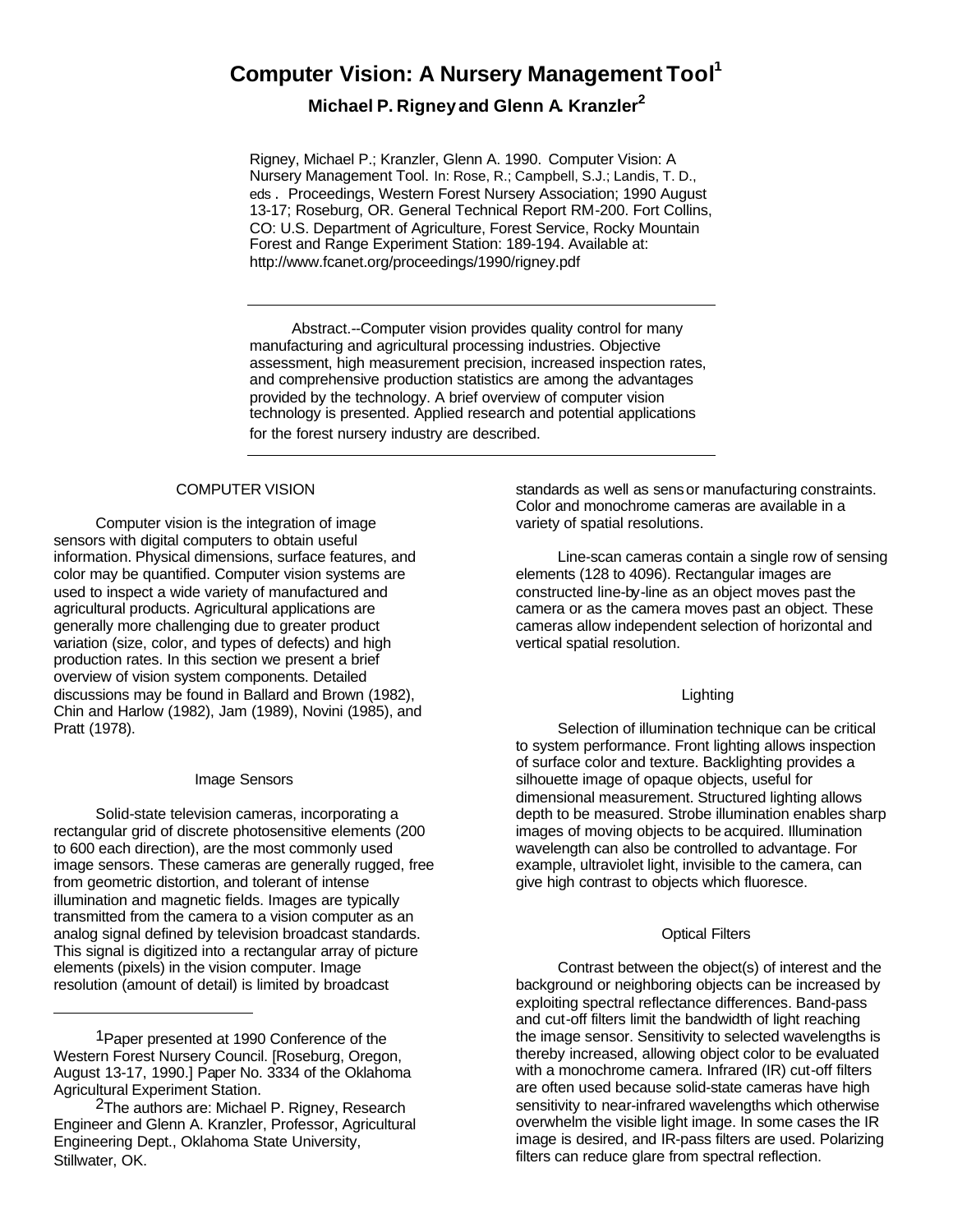# Computer Vision: A Nursery Management Tool[1]

### Michael P. Rigney and Glenn A. Kranzler[2]

Rigney, Michael P.; Kranzler, Glenn A. 1990. Computer Vision: A Nursery Management Tool. In: Rose, R.; Campbell, S.J.; Landis, T. D., eds . Proceedings, Western Forest Nursery Association; 1990 August 13-17; Roseburg, OR. General Technical Report RM-200. Fort Collins, CO: U.S. Department of Agriculture, Forest Service, Rocky Mountain Forest and Range Experiment Station: 189-194. Available at: http://www.fcanet.org/proceedings/1990/rigney.pdf

---

Abstract.--Computer vision provides quality control for many manufacturing and agricultural processing industries. Objective assessment, high measurement precision, increased inspection rates, and comprehensive production statistics are among the advantages provided by the technology. A brief overview of computer vision technology is presented. Applied research and potential applications for the forest nursery industry are described.

---

## COMPUTER VISION

Computer vision is the integration of image sensors with digital computers to obtain useful information. Physical dimensions, surface features, and color may be quantified. Computer vision systems are used to inspect a wide variety of manufactured and agricultural products. Agricultural applications are generally more challenging due to greater product variation (size, color, and types of defects) and high production rates. In this section we present a brief overview of vision system components. Detailed discussions may be found in Ballard and Brown (1982), Chin and Harlow (1982), Jam (1989), Novini (1985), and Pratt (1978).

### Image Sensors

Solid-state television cameras, incorporating a rectangular grid of discrete photosensitive elements (200 to 600 each direction), are the most commonly used image sensors. These cameras are generally rugged, free from geometric distortion, and tolerant of intense illumination and magnetic fields. Images are typically transmitted from the camera to a vision computer as an analog signal defined by television broadcast standards. This signal is digitized into a rectangular array of picture elements (pixels) in the vision computer. Image resolution (amount of detail) is limited by broadcast standards as well as sensor manufacturing constraints. Color and monochrome cameras are available in a variety of spatial resolutions.

Line-scan cameras contain a single row of sensing elements (128 to 4096). Rectangular images are constructed line-by-line as an object moves past the camera or as the camera moves past an object. These cameras allow independent selection of horizontal and vertical spatial resolution.

### Lighting

Selection of illumination technique can be critical to system performance. Front lighting allows inspection of surface color and texture. Backlighting provides a silhouette image of opaque objects, useful for dimensional measurement. Structured lighting allows depth to be measured. Strobe illumination enables sharp images of moving objects to be acquired. Illumination wavelength can also be controlled to advantage. For example, ultraviolet light, invisible to the camera, can give high contrast to objects which fluoresce.

### Optical Filters

Contrast between the object(s) of interest and the background or neighboring objects can be increased by exploiting spectral reflectance differences. Band-pass and cut-off filters limit the bandwidth of light reaching the image sensor. Sensitivity to selected wavelengths is thereby increased, allowing object color to be evaluated with a monochrome camera. Infrared (IR) cut-off filters are often used because solid-state cameras have high sensitivity to near-infrared wavelengths which otherwise overwhelm the visible light image. In some cases the IR image is desired, and IR-pass filters are used. Polarizing filters can reduce glare from spectral reflection.

---

[1] Paper presented at 1990 Conference of the Western Forest Nursery Council. [Roseburg, Oregon, August 13-17, 1990.] Paper No. 3334 of the Oklahoma Agricultural Experiment Station.

[2] The authors are: Michael P. Rigney, Research Engineer and Glenn A. Kranzler, Professor, Agricultural Engineering Dept., Oklahoma State University, Stillwater, OK.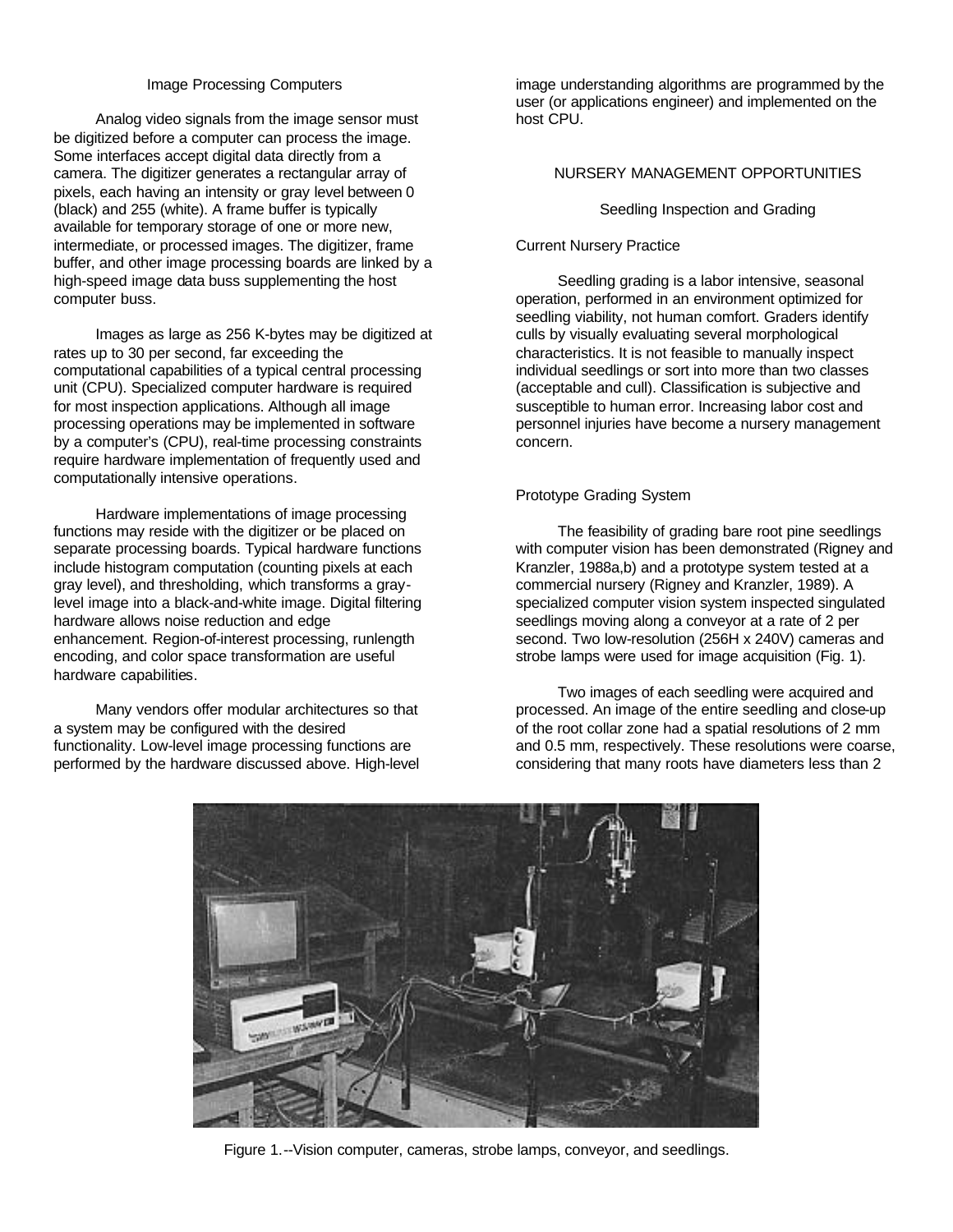### Image Processing Computers

Analog video signals from the image sensor must be digitized before a computer can process the image. Some interfaces accept digital data directly from a camera. The digitizer generates a rectangular array of pixels, each having an intensity or gray level between 0 (black) and 255 (white). A frame buffer is typically available for temporary storage of one or more new, intermediate, or processed images. The digitizer, frame buffer, and other image processing boards are linked by a high-speed image data buss supplementing the host computer buss.

Images as large as 256 K-bytes may be digitized at rates up to 30 per second, far exceeding the computational capabilities of a typical central processing unit (CPU). Specialized computer hardware is required for most inspection applications. Although all image processing operations may be implemented in software by a computer's (CPU), real-time processing constraints require hardware implementation of frequently used and computationally intensive operations.

Hardware implementations of image processing functions may reside with the digitizer or be placed on separate processing boards. Typical hardware functions include histogram computation (counting pixels at each gray level), and thresholding, which transforms a gray-level image into a black-and-white image. Digital filtering hardware allows noise reduction and edge enhancement. Region-of-interest processing, runlength encoding, and color space transformation are useful hardware capabilities.

Many vendors offer modular architectures so that a system may be configured with the desired functionality. Low-level image processing functions are performed by the hardware discussed above. High-level image understanding algorithms are programmed by the user (or applications engineer) and implemented on the host CPU.

## NURSERY MANAGEMENT OPPORTUNITIES

### Seedling Inspection and Grading

#### Current Nursery Practice

Seedling grading is a labor intensive, seasonal operation, performed in an environment optimized for seedling viability, not human comfort. Graders identify culls by visually evaluating several morphological characteristics. It is not feasible to manually inspect individual seedlings or sort into more than two classes (acceptable and cull). Classification is subjective and susceptible to human error. Increasing labor cost and personnel injuries have become a nursery management concern.

#### Prototype Grading System

The feasibility of grading bare root pine seedlings with computer vision has been demonstrated (Rigney and Kranzler, 1988a,b) and a prototype system tested at a commercial nursery (Rigney and Kranzler, 1989). A specialized computer vision system inspected singulated seedlings moving along a conveyor at a rate of 2 per second. Two low-resolution (256H x 240V) cameras and strobe lamps were used for image acquisition (Fig. 1).

Two images of each seedling were acquired and processed. An image of the entire seedling and close-up of the root collar zone had a spatial resolutions of 2 mm and 0.5 mm, respectively. These resolutions were coarse, considering that many roots have diameters less than 2

Figure 1.--Vision computer, cameras, strobe lamps, conveyor, and seedlings.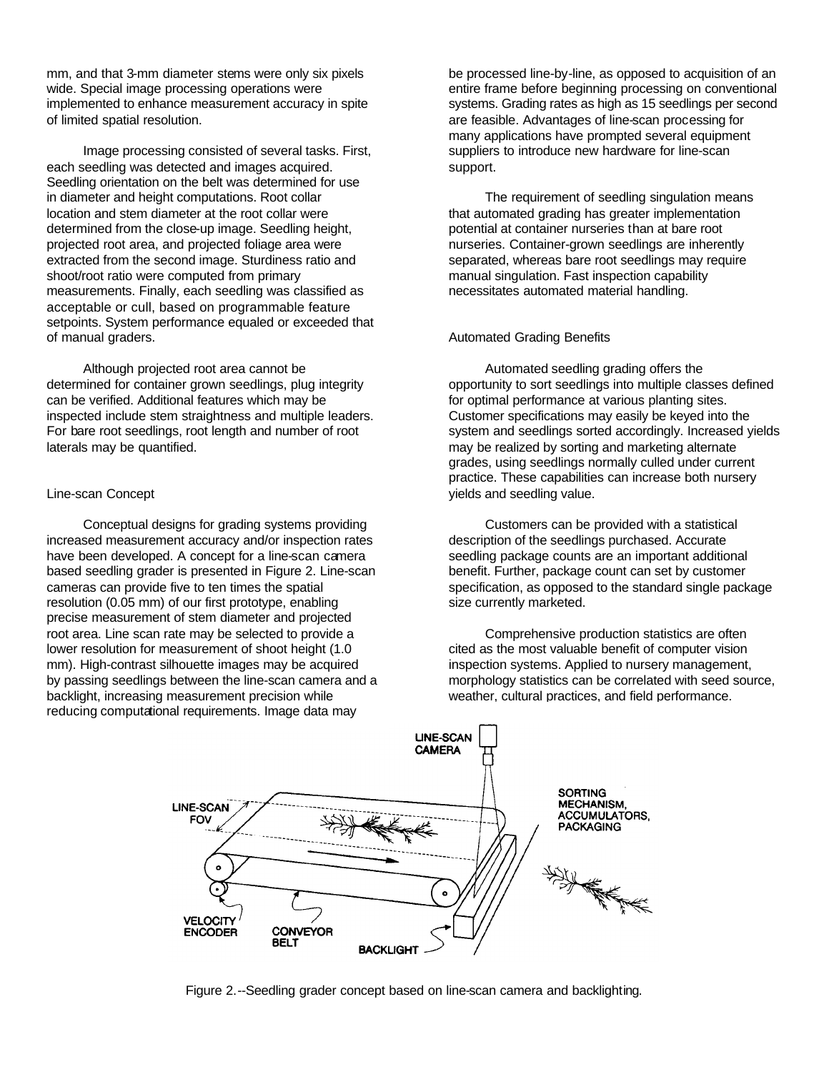mm, and that 3-mm diameter stems were only six pixels wide. Special image processing operations were implemented to enhance measurement accuracy in spite of limited spatial resolution.

Image processing consisted of several tasks. First, each seedling was detected and images acquired. Seedling orientation on the belt was determined for use in diameter and height computations. Root collar location and stem diameter at the root collar were determined from the close-up image. Seedling height, projected root area, and projected foliage area were extracted from the second image. Sturdiness ratio and shoot/root ratio were computed from primary measurements. Finally, each seedling was classified as acceptable or cull, based on programmable feature setpoints. System performance equaled or exceeded that of manual graders.

Although projected root area cannot be determined for container grown seedlings, plug integrity can be verified. Additional features which may be inspected include stem straightness and multiple leaders. For bare root seedlings, root length and number of root laterals may be quantified.

## Line-scan Concept

Conceptual designs for grading systems providing increased measurement accuracy and/or inspection rates have been developed. A concept for a line-scan camera based seedling grader is presented in Figure 2. Line-scan cameras can provide five to ten times the spatial resolution (0.05 mm) of our first prototype, enabling precise measurement of stem diameter and projected root area. Line scan rate may be selected to provide a lower resolution for measurement of shoot height (1.0 mm). High-contrast silhouette images may be acquired by passing seedlings between the line-scan camera and a backlight, increasing measurement precision while reducing computational requirements. Image data may be processed line-by-line, as opposed to acquisition of an entire frame before beginning processing on conventional systems. Grading rates as high as 15 seedlings per second are feasible. Advantages of line-scan processing for many applications have prompted several equipment suppliers to introduce new hardware for line-scan support.

The requirement of seedling singulation means that automated grading has greater implementation potential at container nurseries than at bare root nurseries. Container-grown seedlings are inherently separated, whereas bare root seedlings may require manual singulation. Fast inspection capability necessitates automated material handling.

## Automated Grading Benefits

Automated seedling grading offers the opportunity to sort seedlings into multiple classes defined for optimal performance at various planting sites. Customer specifications may easily be keyed into the system and seedlings sorted accordingly. Increased yields may be realized by sorting and marketing alternate grades, using seedlings normally culled under current practice. These capabilities can increase both nursery yields and seedling value.

Customers can be provided with a statistical description of the seedlings purchased. Accurate seedling package counts are an important additional benefit. Further, package count can set by customer specification, as opposed to the standard single package size currently marketed.

Comprehensive production statistics are often cited as the most valuable benefit of computer vision inspection systems. Applied to nursery management, morphology statistics can be correlated with seed source, weather, cultural practices, and field performance.

Figure 2.--Seedling grader concept based on line-scan camera and backlighting.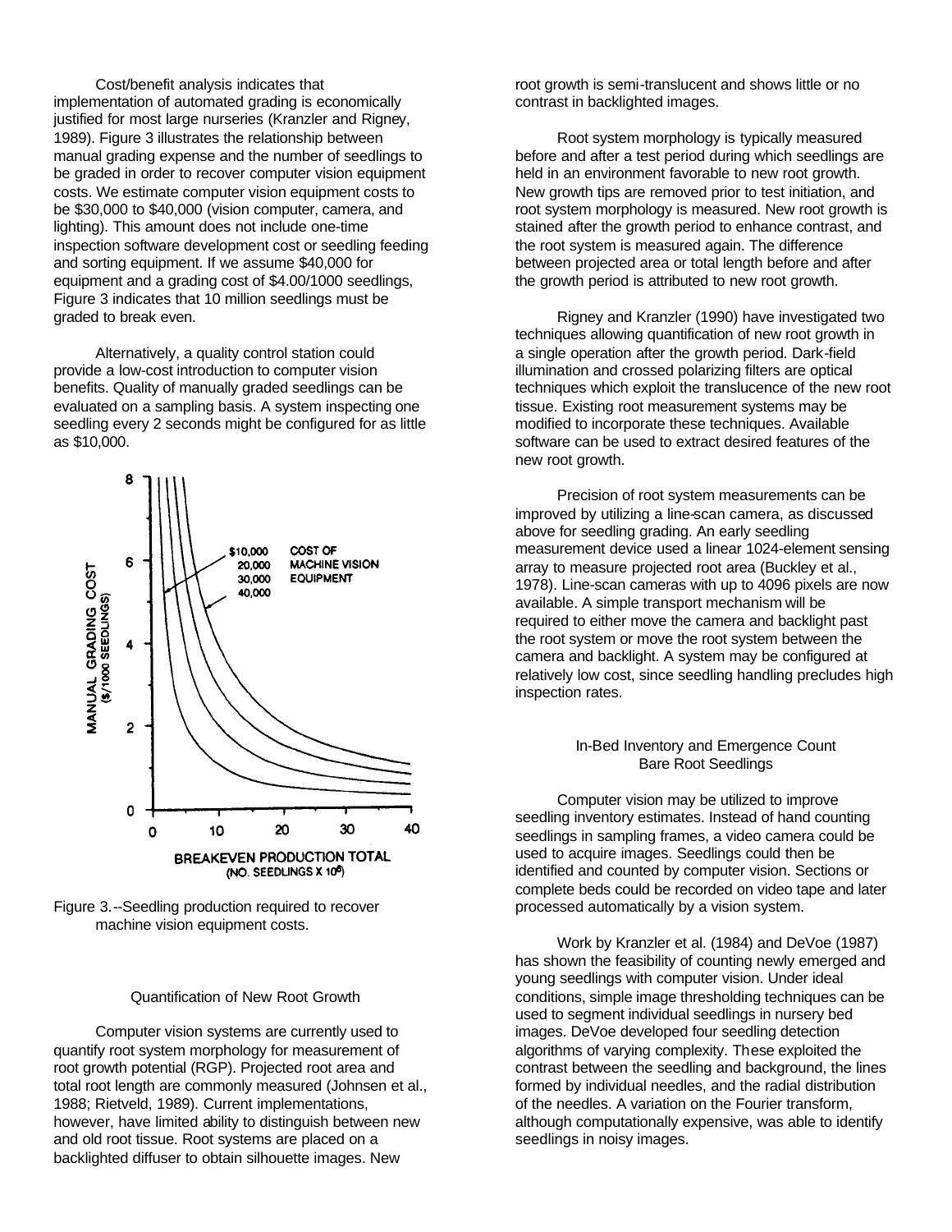Cost/benefit analysis indicates that implementation of automated grading is economically justified for most large nurseries (Kranzler and Rigney, 1989). Figure 3 illustrates the relationship between manual grading expense and the number of seedlings to be graded in order to recover computer vision equipment costs. We estimate computer vision equipment costs to be \$30,000 to \$40,000 (vision computer, camera, and lighting). This amount does not include one-time inspection software development cost or seedling feeding and sorting equipment. If we assume \$40,000 for equipment and a grading cost of \$4.00/1000 seedlings, Figure 3 indicates that 10 million seedlings must be graded to break even.

Alternatively, a quality control station could provide a low-cost introduction to computer vision benefits. Quality of manually graded seedlings can be evaluated on a sampling basis. A system inspecting one seedling every 2 seconds might be configured for as little as \$10,000.

Figure 3.--Seedling production required to recover machine vision equipment costs.

### Quantification of New Root Growth

Computer vision systems are currently used to quantify root system morphology for measurement of root growth potential (RGP). Projected root area and total root length are commonly measured (Johnsen et al., 1988; Rietveld, 1989). Current implementations, however, have limited ability to distinguish between new and old root tissue. Root systems are placed on a backlighted diffuser to obtain silhouette images. New root growth is semi-translucent and shows little or no contrast in backlighted images.

Root system morphology is typically measured before and after a test period during which seedlings are held in an environment favorable to new root growth. New growth tips are removed prior to test initiation, and root system morphology is measured. New root growth is stained after the growth period to enhance contrast, and the root system is measured again. The difference between projected area or total length before and after the growth period is attributed to new root growth.

Rigney and Kranzler (1990) have investigated two techniques allowing quantification of new root growth in a single operation after the growth period. Dark-field illumination and crossed polarizing filters are optical techniques which exploit the translucence of the new root tissue. Existing root measurement systems may be modified to incorporate these techniques. Available software can be used to extract desired features of the new root growth.

Precision of root system measurements can be improved by utilizing a line-scan camera, as discussed above for seedling grading. An early seedling measurement device used a linear 1024-element sensing array to measure projected root area (Buckley et al., 1978). Line-scan cameras with up to 4096 pixels are now available. A simple transport mechanism will be required to either move the camera and backlight past the root system or move the root system between the camera and backlight. A system may be configured at relatively low cost, since seedling handling precludes high inspection rates.

### In-Bed Inventory and Emergence Count Bare Root Seedlings

Computer vision may be utilized to improve seedling inventory estimates. Instead of hand counting seedlings in sampling frames, a video camera could be used to acquire images. Seedlings could then be identified and counted by computer vision. Sections or complete beds could be recorded on video tape and later processed automatically by a vision system.

Work by Kranzler et al. (1984) and DeVoe (1987) has shown the feasibility of counting newly emerged and young seedlings with computer vision. Under ideal conditions, simple image thresholding techniques can be used to segment individual seedlings in nursery bed images. DeVoe developed four seedling detection algorithms of varying complexity. These exploited the contrast between the seedling and background, the lines formed by individual needles, and the radial distribution of the needles. A variation on the Fourier transform, although computationally expensive, was able to identify seedlings in noisy images.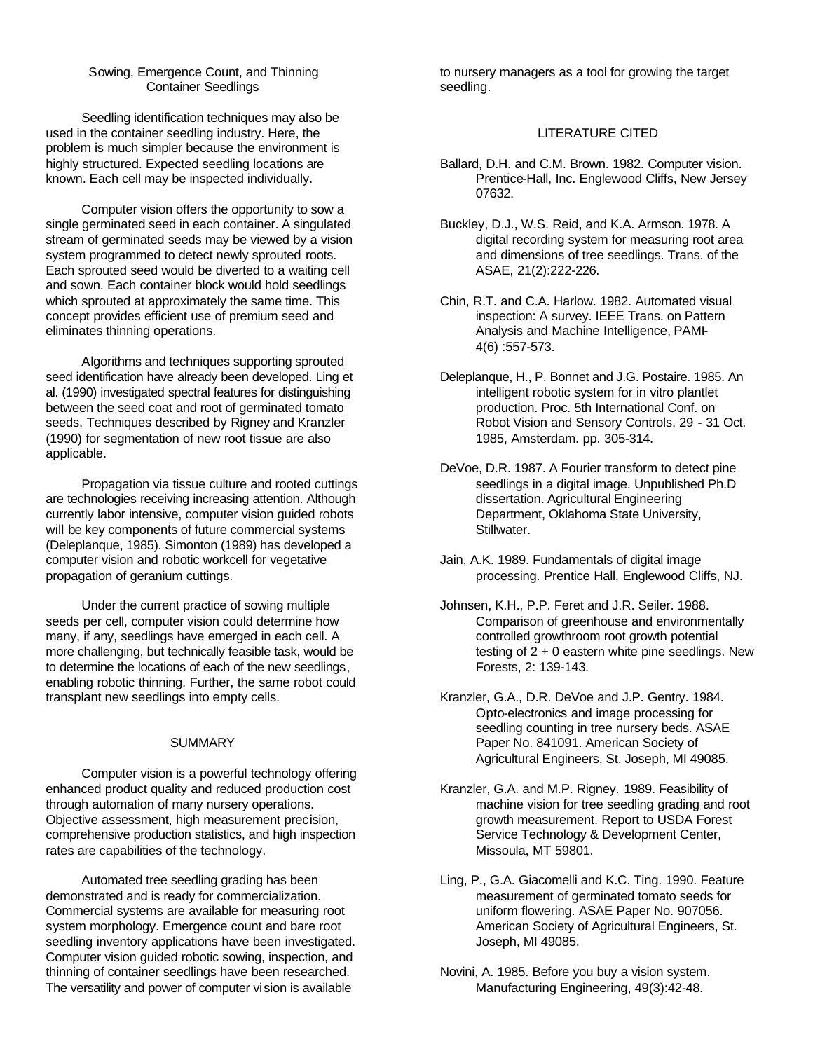### Sowing, Emergence Count, and Thinning Container Seedlings

Seedling identification techniques may also be used in the container seedling industry. Here, the problem is much simpler because the environment is highly structured. Expected seedling locations are known. Each cell may be inspected individually.

Computer vision offers the opportunity to sow a single germinated seed in each container. A singulated stream of germinated seeds may be viewed by a vision system programmed to detect newly sprouted roots. Each sprouted seed would be diverted to a waiting cell and sown. Each container block would hold seedlings which sprouted at approximately the same time. This concept provides efficient use of premium seed and eliminates thinning operations.

Algorithms and techniques supporting sprouted seed identification have already been developed. Ling et al. (1990) investigated spectral features for distinguishing between the seed coat and root of germinated tomato seeds. Techniques described by Rigney and Kranzler (1990) for segmentation of new root tissue are also applicable.

Propagation via tissue culture and rooted cuttings are technologies receiving increasing attention. Although currently labor intensive, computer vision guided robots will be key components of future commercial systems (Deleplanque, 1985). Simonton (1989) has developed a computer vision and robotic workcell for vegetative propagation of geranium cuttings.

Under the current practice of sowing multiple seeds per cell, computer vision could determine how many, if any, seedlings have emerged in each cell. A more challenging, but technically feasible task, would be to determine the locations of each of the new seedlings, enabling robotic thinning. Further, the same robot could transplant new seedlings into empty cells.

## SUMMARY

Computer vision is a powerful technology offering enhanced product quality and reduced production cost through automation of many nursery operations. Objective assessment, high measurement precision, comprehensive production statistics, and high inspection rates are capabilities of the technology.

Automated tree seedling grading has been demonstrated and is ready for commercialization. Commercial systems are available for measuring root system morphology. Emergence count and bare root seedling inventory applications have been investigated. Computer vision guided robotic sowing, inspection, and thinning of container seedlings have been researched. The versatility and power of computer vision is available to nursery managers as a tool for growing the target seedling.

## LITERATURE CITED

Ballard, D.H. and C.M. Brown. 1982. Computer vision. Prentice-Hall, Inc. Englewood Cliffs, New Jersey 07632.

Buckley, D.J., W.S. Reid, and K.A. Armson. 1978. A digital recording system for measuring root area and dimensions of tree seedlings. Trans. of the ASAE, 21(2):222-226.

Chin, R.T. and C.A. Harlow. 1982. Automated visual inspection: A survey. IEEE Trans. on Pattern Analysis and Machine Intelligence, PAMI-4(6) :557-573.

Deleplanque, H., P. Bonnet and J.G. Postaire. 1985. An intelligent robotic system for in vitro plantlet production. Proc. 5th International Conf. on Robot Vision and Sensory Controls, 29 - 31 Oct. 1985, Amsterdam. pp. 305-314.

DeVoe, D.R. 1987. A Fourier transform to detect pine seedlings in a digital image. Unpublished Ph.D dissertation. Agricultural Engineering Department, Oklahoma State University, Stillwater.

Jain, A.K. 1989. Fundamentals of digital image processing. Prentice Hall, Englewood Cliffs, NJ.

Johnsen, K.H., P.P. Feret and J.R. Seiler. 1988. Comparison of greenhouse and environmentally controlled growthroom root growth potential testing of 2 + 0 eastern white pine seedlings. New Forests, 2: 139-143.

Kranzler, G.A., D.R. DeVoe and J.P. Gentry. 1984. Opto-electronics and image processing for seedling counting in tree nursery beds. ASAE Paper No. 841091. American Society of Agricultural Engineers, St. Joseph, MI 49085.

Kranzler, G.A. and M.P. Rigney. 1989. Feasibility of machine vision for tree seedling grading and root growth measurement. Report to USDA Forest Service Technology & Development Center, Missoula, MT 59801.

Ling, P., G.A. Giacomelli and K.C. Ting. 1990. Feature measurement of germinated tomato seeds for uniform flowering. ASAE Paper No. 907056. American Society of Agricultural Engineers, St. Joseph, MI 49085.

Novini, A. 1985. Before you buy a vision system. Manufacturing Engineering, 49(3):42-48.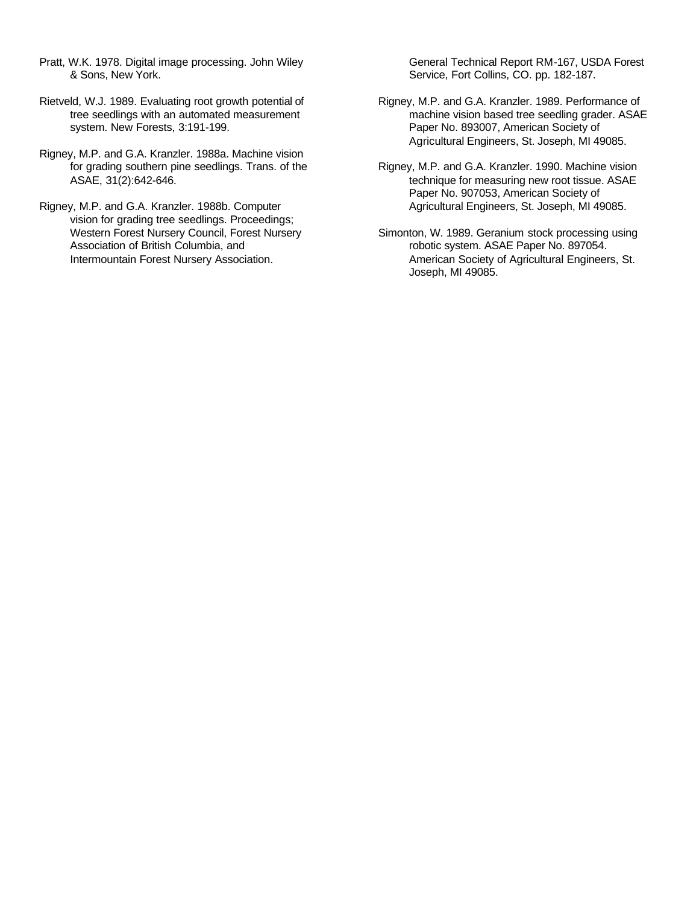Pratt, W.K. 1978. Digital image processing. John Wiley & Sons, New York.

Rietveld, W.J. 1989. Evaluating root growth potential of tree seedlings with an automated measurement system. New Forests, 3:191-199.

Rigney, M.P. and G.A. Kranzler. 1988a. Machine vision for grading southern pine seedlings. Trans. of the ASAE, 31(2):642-646.

Rigney, M.P. and G.A. Kranzler. 1988b. Computer vision for grading tree seedlings. Proceedings; Western Forest Nursery Council, Forest Nursery Association of British Columbia, and Intermountain Forest Nursery Association. General Technical Report RM-167, USDA Forest Service, Fort Collins, CO. pp. 182-187.

Rigney, M.P. and G.A. Kranzler. 1989. Performance of machine vision based tree seedling grader. ASAE Paper No. 893007, American Society of Agricultural Engineers, St. Joseph, MI 49085.

Rigney, M.P. and G.A. Kranzler. 1990. Machine vision technique for measuring new root tissue. ASAE Paper No. 907053, American Society of Agricultural Engineers, St. Joseph, MI 49085.

Simonton, W. 1989. Geranium stock processing using robotic system. ASAE Paper No. 897054. American Society of Agricultural Engineers, St. Joseph, MI 49085.